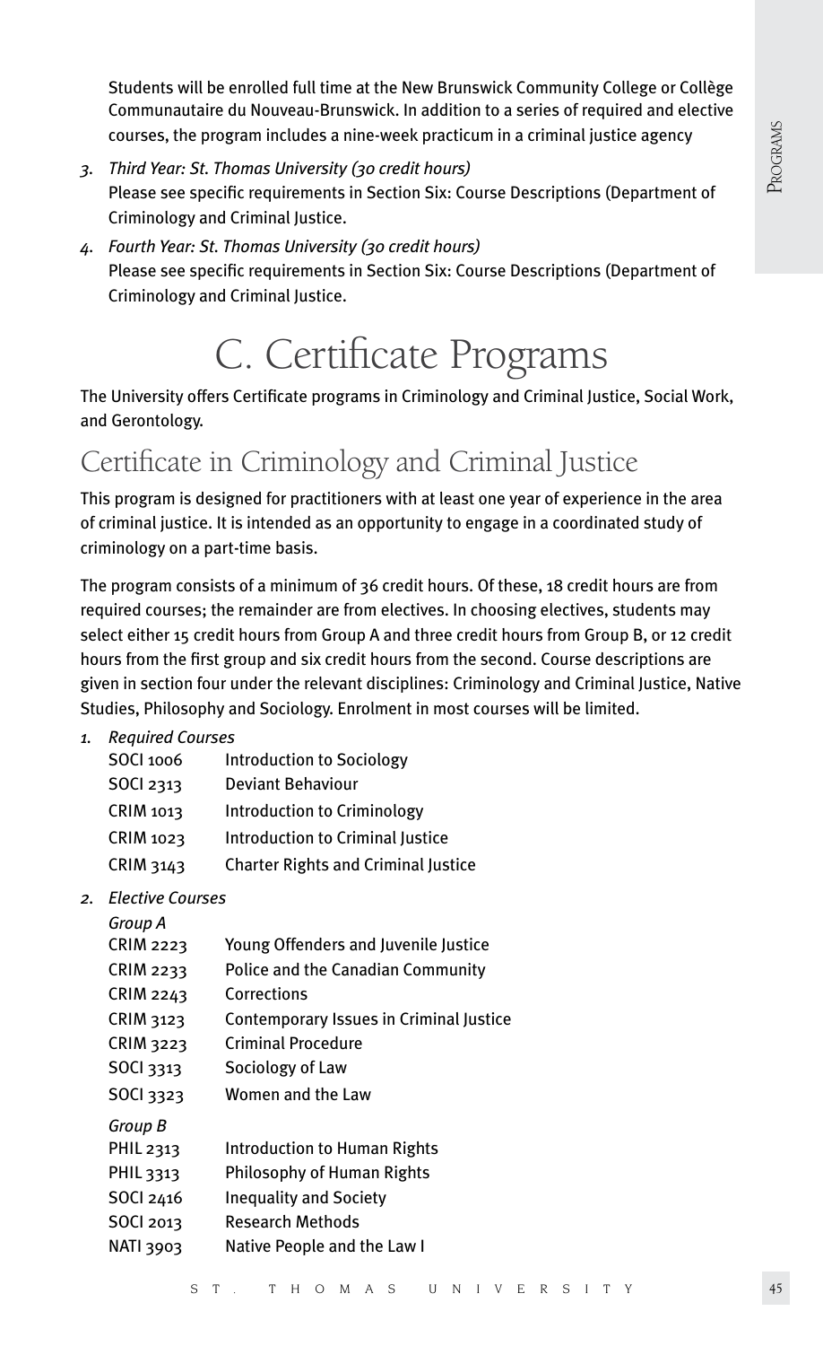Students will be enrolled full time at the New Brunswick Community College or Collège Communautaire du Nouveau-Brunswick. In addition to a series of required and elective courses, the program includes a nine-week practicum in a criminal justice agency

3. *Third Year: St. Thomas University (30 credit hours)*
   Please see specific requirements in Section Six: Course Descriptions (Department of Criminology and Criminal Justice.
4. *Fourth Year: St. Thomas University (30 credit hours)*
   Please see specific requirements in Section Six: Course Descriptions (Department of Criminology and Criminal Justice.

# C. Certificate Programs

The University offers Certificate programs in Criminology and Criminal Justice, Social Work, and Gerontology.

## Certificate in Criminology and Criminal Justice

This program is designed for practitioners with at least one year of experience in the area of criminal justice. It is intended as an opportunity to engage in a coordinated study of criminology on a part-time basis.

The program consists of a minimum of 36 credit hours. Of these, 18 credit hours are from required courses; the remainder are from electives. In choosing electives, students may select either 15 credit hours from Group A and three credit hours from Group B, or 12 credit hours from the first group and six credit hours from the second. Course descriptions are given in section four under the relevant disciplines: Criminology and Criminal Justice, Native Studies, Philosophy and Sociology. Enrolment in most courses will be limited.

1. *Required Courses*

| | |
|---|---|
| SOCI 1006 | Introduction to Sociology |
| SOCI 2313 | Deviant Behaviour |
| CRIM 1013 | Introduction to Criminology |
| CRIM 1023 | Introduction to Criminal Justice |
| CRIM 3143 | Charter Rights and Criminal Justice |

2. *Elective Courses*

*Group A*

| | |
|---|---|
| CRIM 2223 | Young Offenders and Juvenile Justice |
| CRIM 2233 | Police and the Canadian Community |
| CRIM 2243 | Corrections |
| CRIM 3123 | Contemporary Issues in Criminal Justice |
| CRIM 3223 | Criminal Procedure |
| SOCI 3313 | Sociology of Law |
| SOCI 3323 | Women and the Law |

*Group B*

| | |
|---|---|
| PHIL 2313 | Introduction to Human Rights |
| PHIL 3313 | Philosophy of Human Rights |
| SOCI 2416 | Inequality and Society |
| SOCI 2013 | Research Methods |
| NATI 3903 | Native People and the Law I |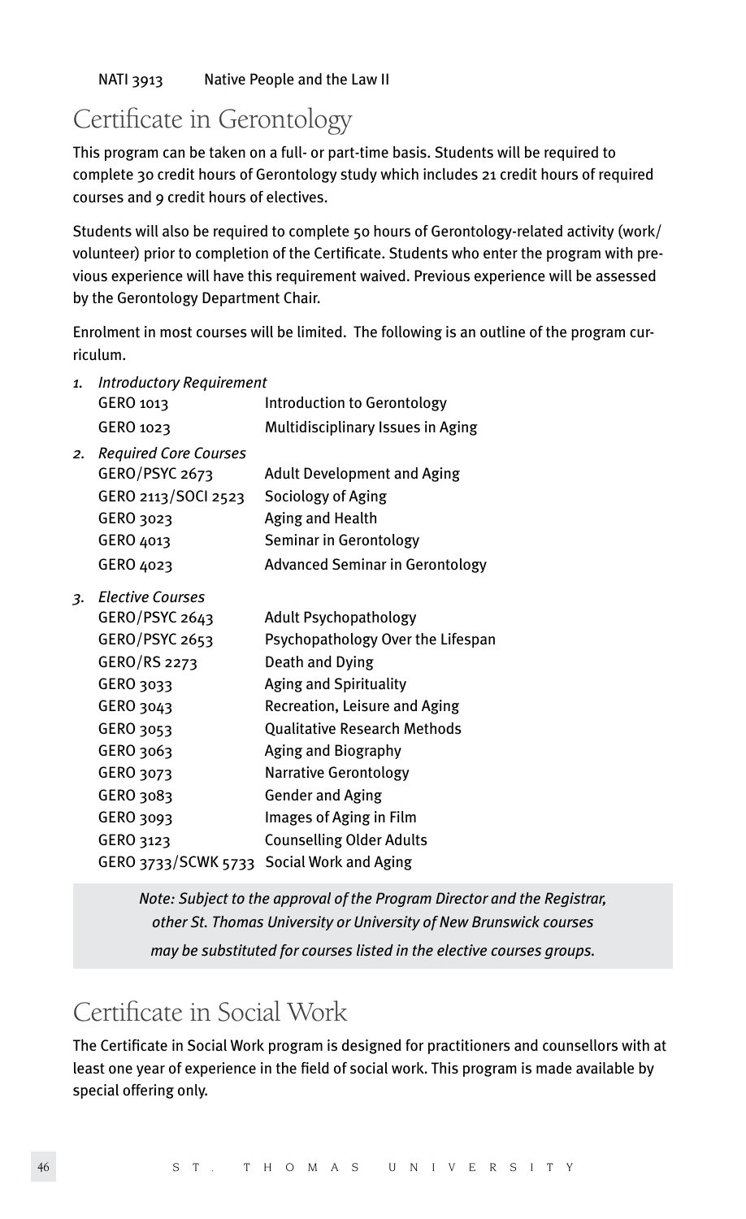NATI 3913 Native People and the Law II

## Certificate in Gerontology

This program can be taken on a full- or part-time basis. Students will be required to complete 30 credit hours of Gerontology study which includes 21 credit hours of required courses and 9 credit hours of electives.

Students will also be required to complete 50 hours of Gerontology-related activity (work/volunteer) prior to completion of the Certificate. Students who enter the program with previous experience will have this requirement waived. Previous experience will be assessed by the Gerontology Department Chair.

Enrolment in most courses will be limited. The following is an outline of the program curriculum.

1. *Introductory Requirement*

| | |
|---|---|
| GERO 1013 | Introduction to Gerontology |
| GERO 1023 | Multidisciplinary Issues in Aging |

2. *Required Core Courses*

| | |
|---|---|
| GERO/PSYC 2673 | Adult Development and Aging |
| GERO 2113/SOCI 2523 | Sociology of Aging |
| GERO 3023 | Aging and Health |
| GERO 4013 | Seminar in Gerontology |
| GERO 4023 | Advanced Seminar in Gerontology |

3. *Elective Courses*

| | |
|---|---|
| GERO/PSYC 2643 | Adult Psychopathology |
| GERO/PSYC 2653 | Psychopathology Over the Lifespan |
| GERO/RS 2273 | Death and Dying |
| GERO 3033 | Aging and Spirituality |
| GERO 3043 | Recreation, Leisure and Aging |
| GERO 3053 | Qualitative Research Methods |
| GERO 3063 | Aging and Biography |
| GERO 3073 | Narrative Gerontology |
| GERO 3083 | Gender and Aging |
| GERO 3093 | Images of Aging in Film |
| GERO 3123 | Counselling Older Adults |
| GERO 3733/SCWK 5733 | Social Work and Aging |

*Note: Subject to the approval of the Program Director and the Registrar, other St. Thomas University or University of New Brunswick courses may be substituted for courses listed in the elective courses groups.*

## Certificate in Social Work

The Certificate in Social Work program is designed for practitioners and counsellors with at least one year of experience in the field of social work. This program is made available by special offering only.